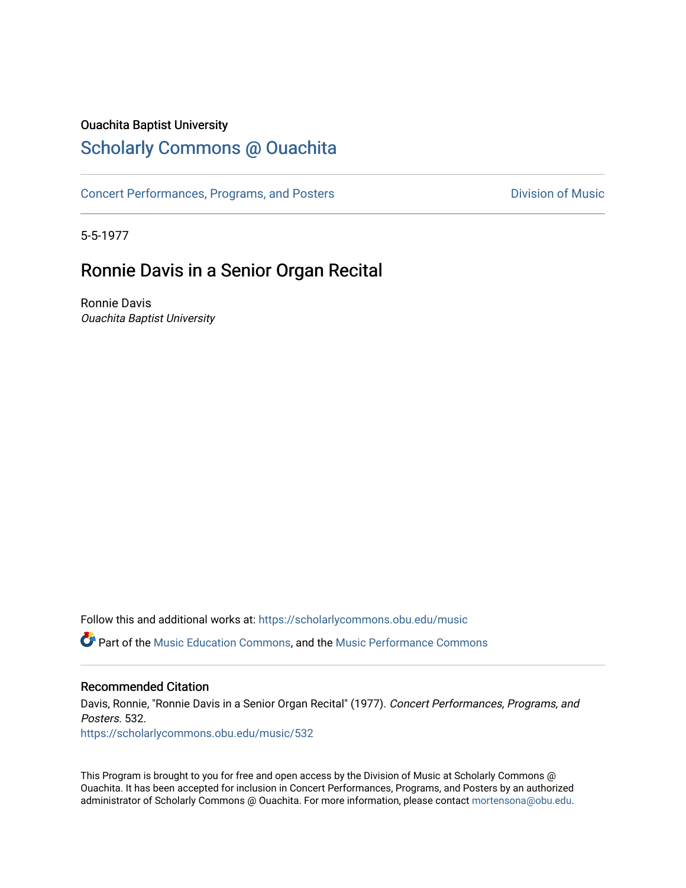Ouachita Baptist University

# Scholarly Commons @ Ouachita

Concert Performances, Programs, and Posters

Division of Music

5-5-1977

## Ronnie Davis in a Senior Organ Recital

Ronnie Davis
*Ouachita Baptist University*

Follow this and additional works at: https://scholarlycommons.obu.edu/music

Part of the Music Education Commons, and the Music Performance Commons

### Recommended Citation

Davis, Ronnie, "Ronnie Davis in a Senior Organ Recital" (1977). *Concert Performances, Programs, and Posters*. 532.
https://scholarlycommons.obu.edu/music/532

This Program is brought to you for free and open access by the Division of Music at Scholarly Commons @ Ouachita. It has been accepted for inclusion in Concert Performances, Programs, and Posters by an authorized administrator of Scholarly Commons @ Ouachita. For more information, please contact mortensona@obu.edu.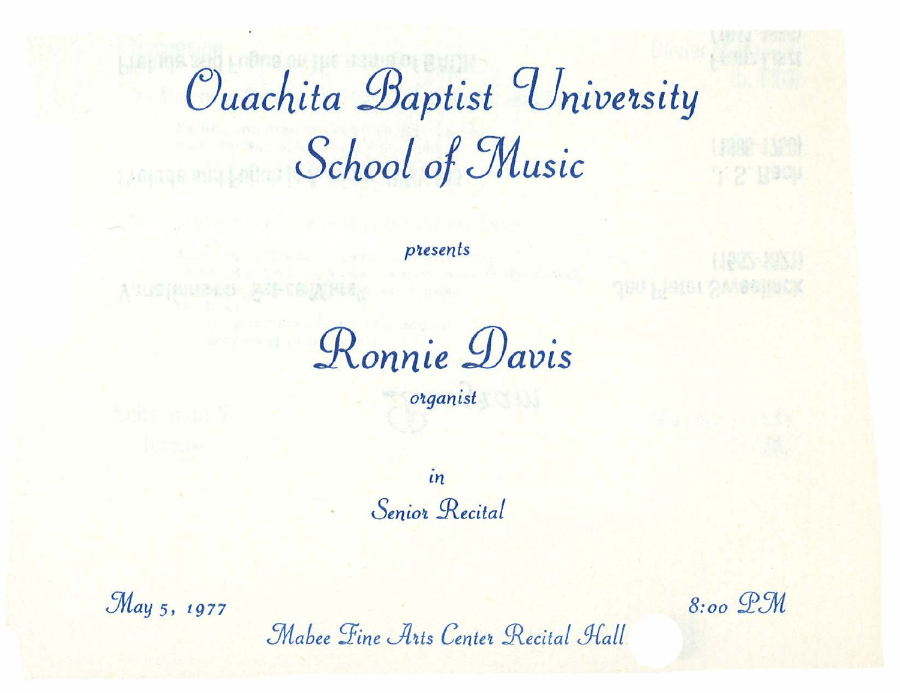# Ouachita Baptist University School of Music

*presents*

## Ronnie Davis

*organist*

*in*

*Senior Recital*

*May 5, 1977* — *8:00 PM*

*Mabee Fine Arts Center Recital Hall*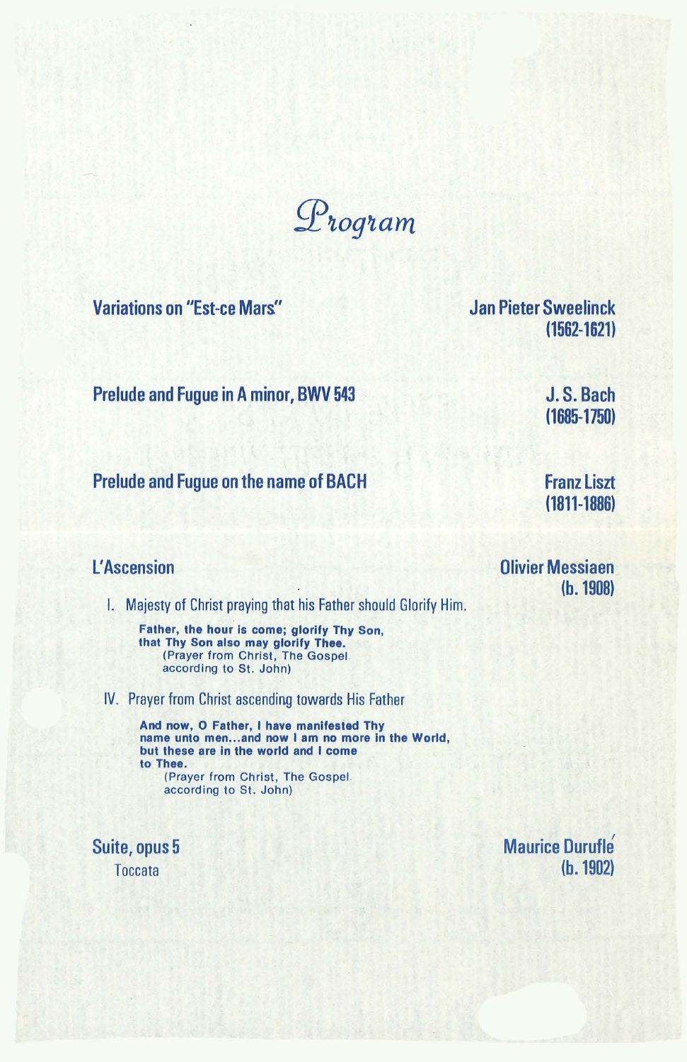# Program

**Variations on "Est-ce Mars"** — **Jan Pieter Sweelinck (1562-1621)**

**Prelude and Fugue in A minor, BWV 543** — **J. S. Bach (1685-1750)**

**Prelude and Fugue on the name of BACH** — **Franz Liszt (1811-1886)**

**L'Ascension** — **Olivier Messiaen (b. 1908)**

I. Majesty of Christ praying that his Father should Glorify Him.

**Father, the hour is come; glorify Thy Son, that Thy Son also may glorify Thee.**
(Prayer from Christ, The Gospel according to St. John)

IV. Prayer from Christ ascending towards His Father

**And now, O Father, I have manifested Thy name unto men...and now I am no more in the World, but these are in the world and I come to Thee.**
(Prayer from Christ, The Gospel according to St. John)

**Suite, opus 5** — **Maurice Duruflé (b. 1902)**
Toccata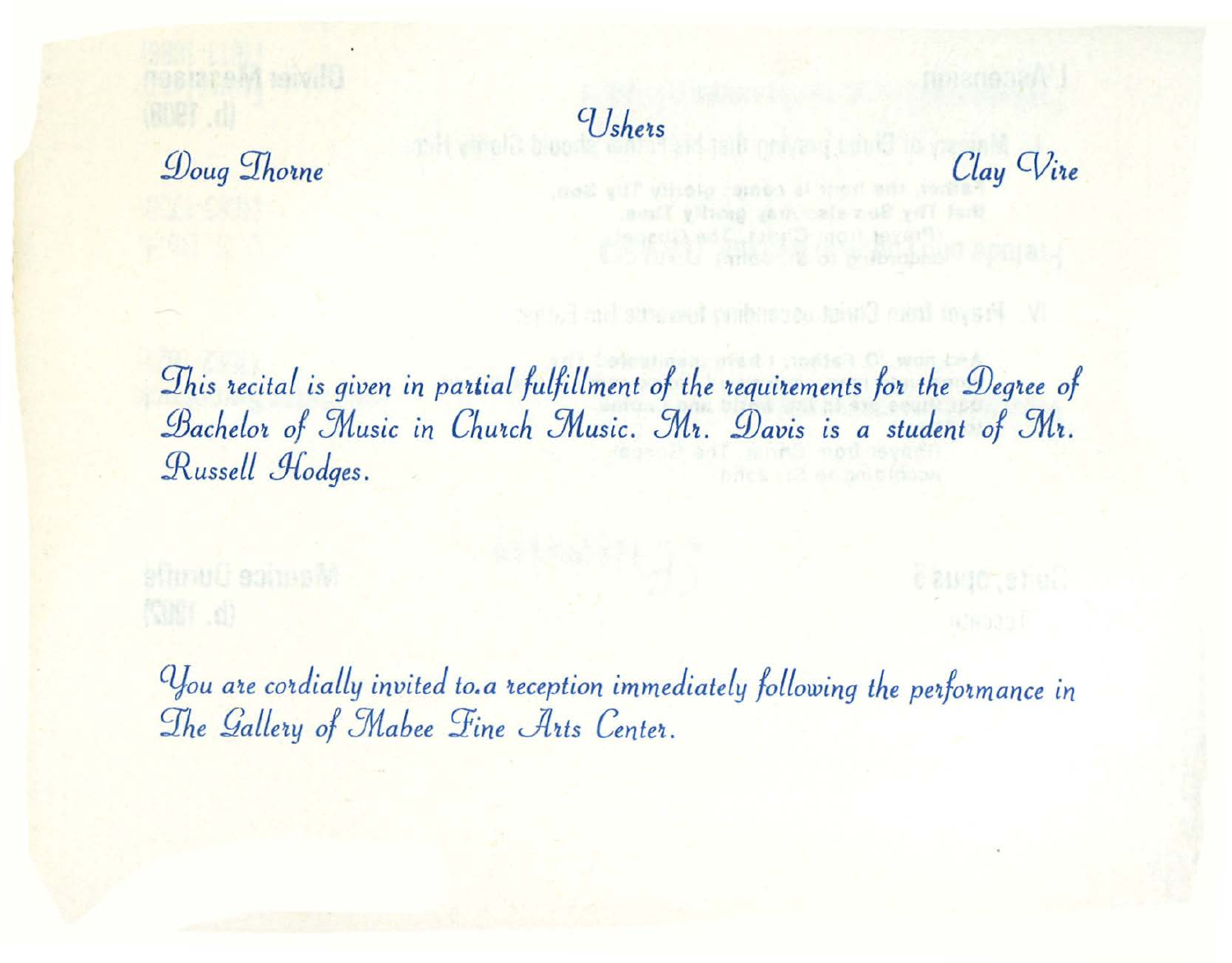## Ushers

Doug Thorne

Clay Vire

*This recital is given in partial fulfillment of the requirements for the Degree of Bachelor of Music in Church Music. Mr. Davis is a student of Mr. Russell Hodges.*

*You are cordially invited to.a reception immediately following the performance in The Gallery of Mabee Fine Arts Center.*